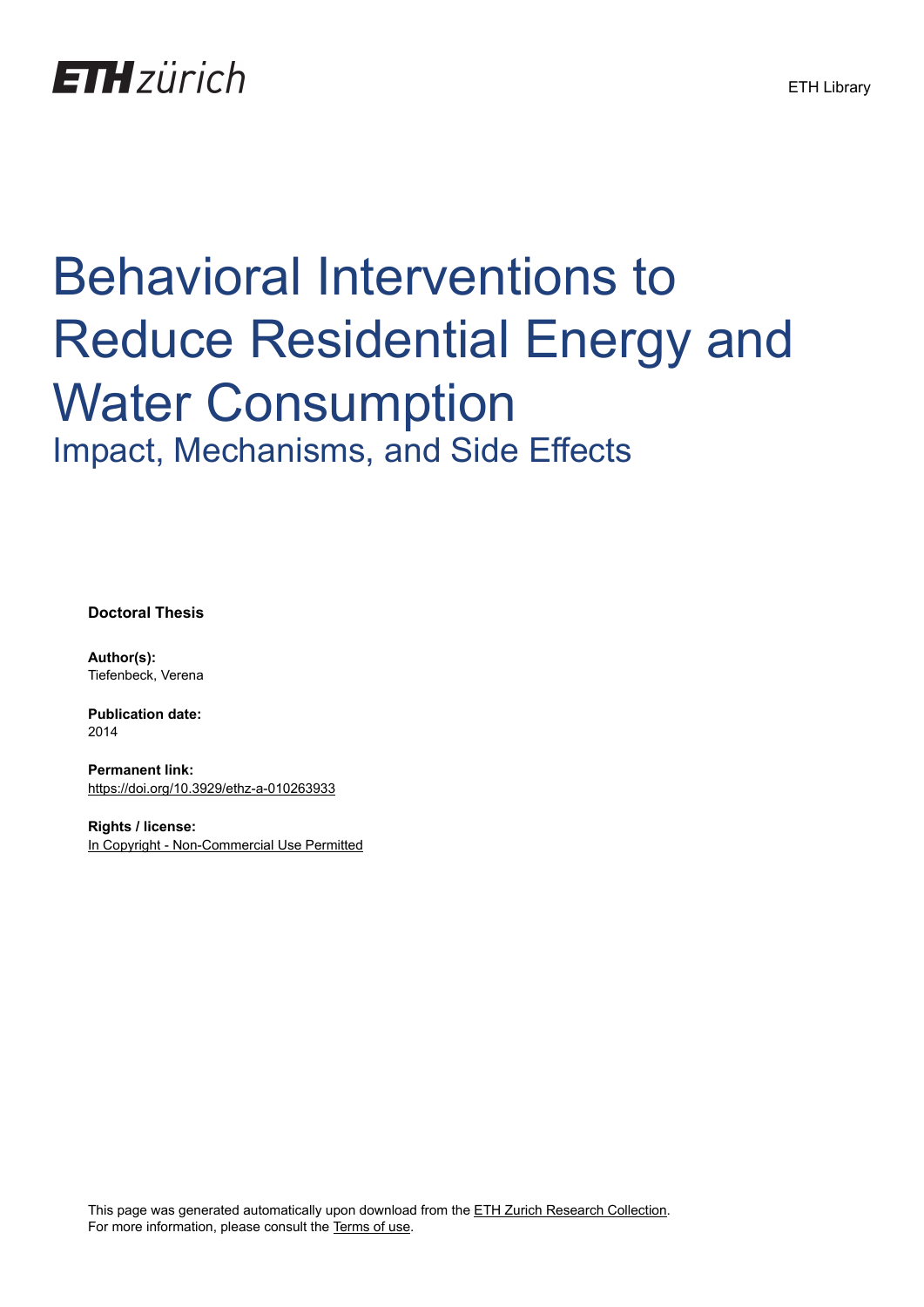ETH zürich

ETH Library

# Behavioral Interventions to Reduce Residential Energy and Water Consumption

## Impact, Mechanisms, and Side Effects

**Doctoral Thesis**

**Author(s):**
Tiefenbeck, Verena

**Publication date:**
2014

**Permanent link:**
https://doi.org/10.3929/ethz-a-010263933

**Rights / license:**
In Copyright - Non-Commercial Use Permitted

This page was generated automatically upon download from the ETH Zurich Research Collection.
For more information, please consult the Terms of use.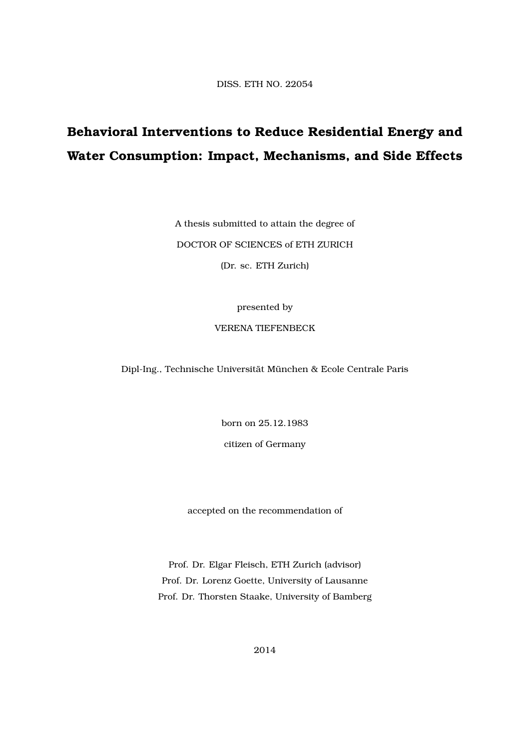DISS. ETH NO. 22054

# Behavioral Interventions to Reduce Residential Energy and Water Consumption: Impact, Mechanisms, and Side Effects

A thesis submitted to attain the degree of

DOCTOR OF SCIENCES of ETH ZURICH

(Dr. sc. ETH Zurich)

presented by

VERENA TIEFENBECK

Dipl-Ing., Technische Universität München & Ecole Centrale Paris

born on 25.12.1983

citizen of Germany

accepted on the recommendation of

Prof. Dr. Elgar Fleisch, ETH Zurich (advisor)
Prof. Dr. Lorenz Goette, University of Lausanne
Prof. Dr. Thorsten Staake, University of Bamberg

2014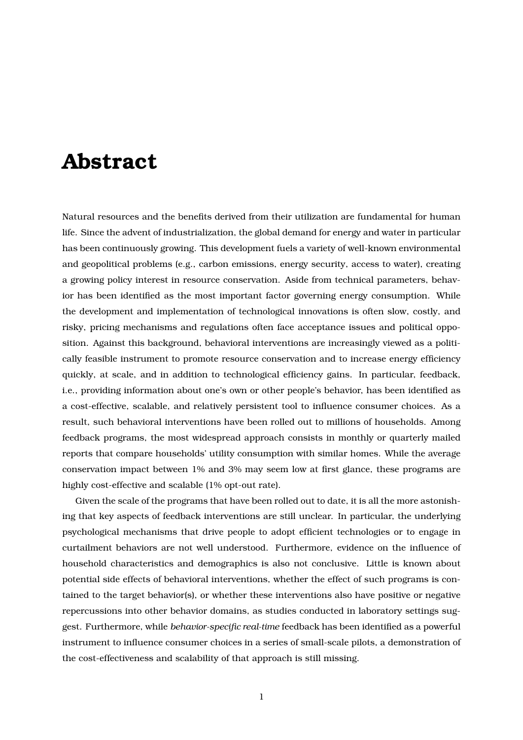# Abstract

Natural resources and the benefits derived from their utilization are fundamental for human life. Since the advent of industrialization, the global demand for energy and water in particular has been continuously growing. This development fuels a variety of well-known environmental and geopolitical problems (e.g., carbon emissions, energy security, access to water), creating a growing policy interest in resource conservation. Aside from technical parameters, behavior has been identified as the most important factor governing energy consumption. While the development and implementation of technological innovations is often slow, costly, and risky, pricing mechanisms and regulations often face acceptance issues and political opposition. Against this background, behavioral interventions are increasingly viewed as a politically feasible instrument to promote resource conservation and to increase energy efficiency quickly, at scale, and in addition to technological efficiency gains. In particular, feedback, i.e., providing information about one's own or other people's behavior, has been identified as a cost-effective, scalable, and relatively persistent tool to influence consumer choices. As a result, such behavioral interventions have been rolled out to millions of households. Among feedback programs, the most widespread approach consists in monthly or quarterly mailed reports that compare households' utility consumption with similar homes. While the average conservation impact between 1% and 3% may seem low at first glance, these programs are highly cost-effective and scalable (1% opt-out rate).

Given the scale of the programs that have been rolled out to date, it is all the more astonishing that key aspects of feedback interventions are still unclear. In particular, the underlying psychological mechanisms that drive people to adopt efficient technologies or to engage in curtailment behaviors are not well understood. Furthermore, evidence on the influence of household characteristics and demographics is also not conclusive. Little is known about potential side effects of behavioral interventions, whether the effect of such programs is contained to the target behavior(s), or whether these interventions also have positive or negative repercussions into other behavior domains, as studies conducted in laboratory settings suggest. Furthermore, while *behavior-specific real-time* feedback has been identified as a powerful instrument to influence consumer choices in a series of small-scale pilots, a demonstration of the cost-effectiveness and scalability of that approach is still missing.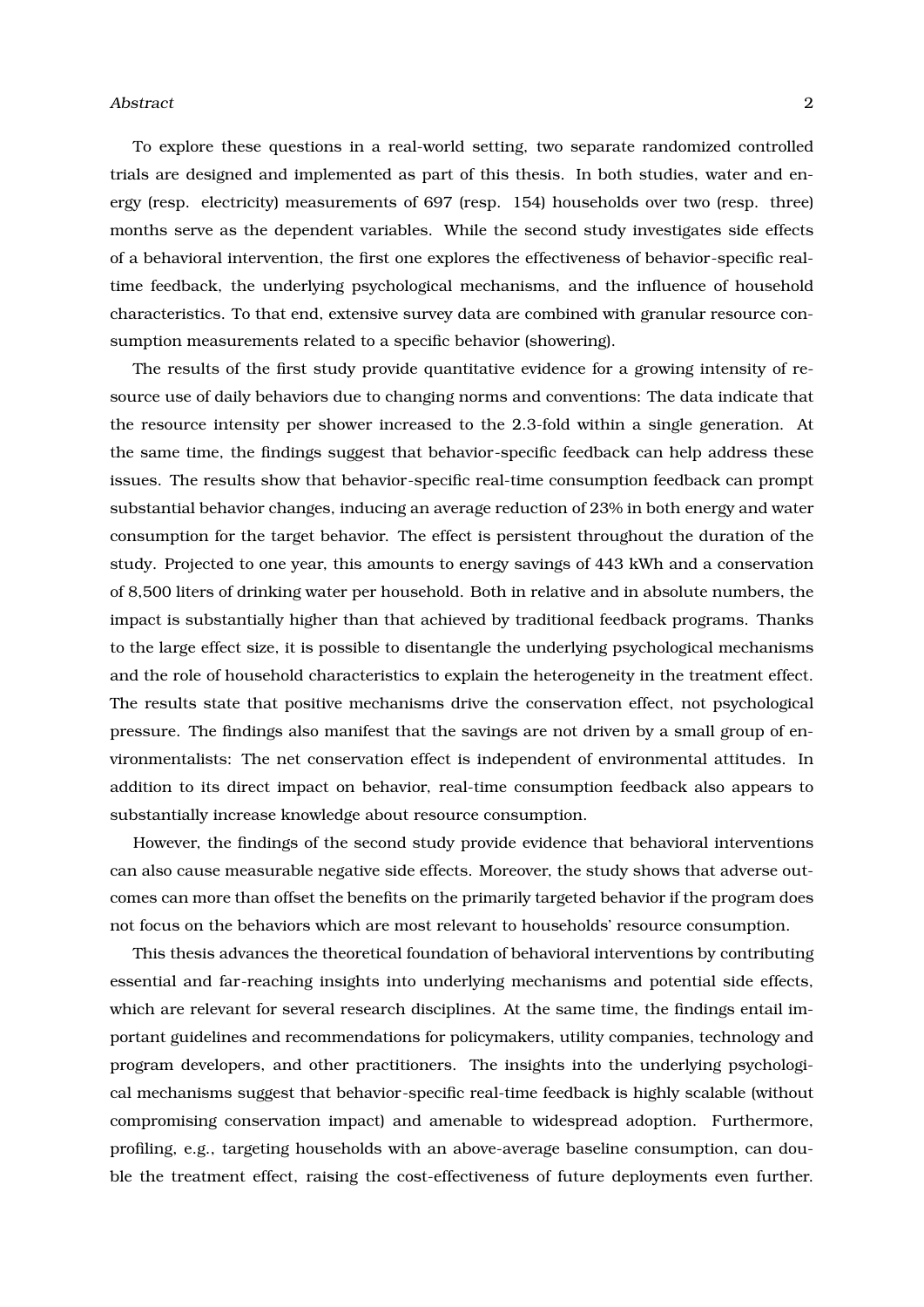To explore these questions in a real-world setting, two separate randomized controlled trials are designed and implemented as part of this thesis. In both studies, water and energy (resp. electricity) measurements of 697 (resp. 154) households over two (resp. three) months serve as the dependent variables. While the second study investigates side effects of a behavioral intervention, the first one explores the effectiveness of behavior-specific real-time feedback, the underlying psychological mechanisms, and the influence of household characteristics. To that end, extensive survey data are combined with granular resource consumption measurements related to a specific behavior (showering).

The results of the first study provide quantitative evidence for a growing intensity of resource use of daily behaviors due to changing norms and conventions: The data indicate that the resource intensity per shower increased to the 2.3-fold within a single generation. At the same time, the findings suggest that behavior-specific feedback can help address these issues. The results show that behavior-specific real-time consumption feedback can prompt substantial behavior changes, inducing an average reduction of 23% in both energy and water consumption for the target behavior. The effect is persistent throughout the duration of the study. Projected to one year, this amounts to energy savings of 443 kWh and a conservation of 8,500 liters of drinking water per household. Both in relative and in absolute numbers, the impact is substantially higher than that achieved by traditional feedback programs. Thanks to the large effect size, it is possible to disentangle the underlying psychological mechanisms and the role of household characteristics to explain the heterogeneity in the treatment effect. The results state that positive mechanisms drive the conservation effect, not psychological pressure. The findings also manifest that the savings are not driven by a small group of environmentalists: The net conservation effect is independent of environmental attitudes. In addition to its direct impact on behavior, real-time consumption feedback also appears to substantially increase knowledge about resource consumption.

However, the findings of the second study provide evidence that behavioral interventions can also cause measurable negative side effects. Moreover, the study shows that adverse outcomes can more than offset the benefits on the primarily targeted behavior if the program does not focus on the behaviors which are most relevant to households' resource consumption.

This thesis advances the theoretical foundation of behavioral interventions by contributing essential and far-reaching insights into underlying mechanisms and potential side effects, which are relevant for several research disciplines. At the same time, the findings entail important guidelines and recommendations for policymakers, utility companies, technology and program developers, and other practitioners. The insights into the underlying psychological mechanisms suggest that behavior-specific real-time feedback is highly scalable (without compromising conservation impact) and amenable to widespread adoption. Furthermore, profiling, e.g., targeting households with an above-average baseline consumption, can double the treatment effect, raising the cost-effectiveness of future deployments even further.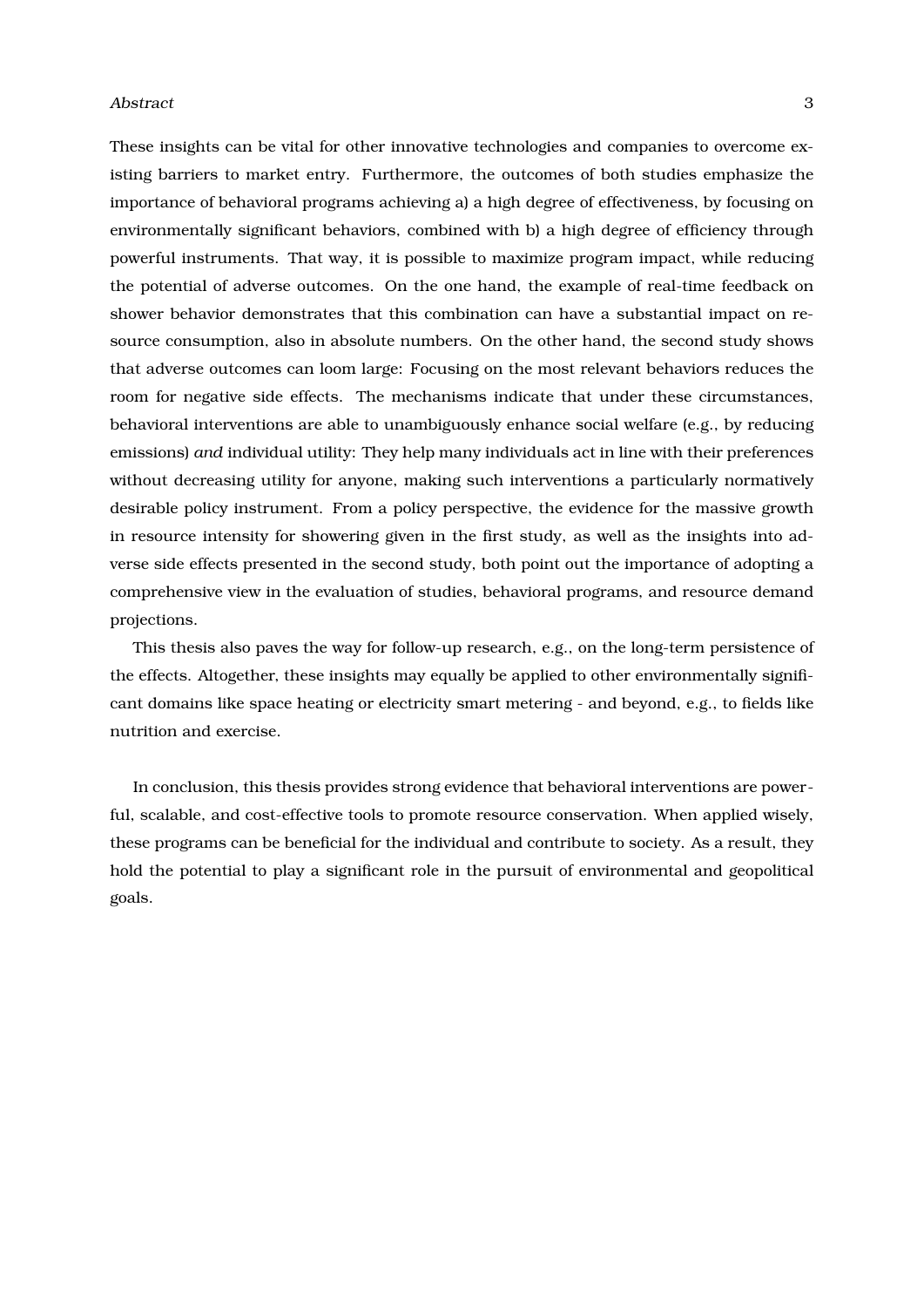These insights can be vital for other innovative technologies and companies to overcome existing barriers to market entry. Furthermore, the outcomes of both studies emphasize the importance of behavioral programs achieving a) a high degree of effectiveness, by focusing on environmentally significant behaviors, combined with b) a high degree of efficiency through powerful instruments. That way, it is possible to maximize program impact, while reducing the potential of adverse outcomes. On the one hand, the example of real-time feedback on shower behavior demonstrates that this combination can have a substantial impact on resource consumption, also in absolute numbers. On the other hand, the second study shows that adverse outcomes can loom large: Focusing on the most relevant behaviors reduces the room for negative side effects. The mechanisms indicate that under these circumstances, behavioral interventions are able to unambiguously enhance social welfare (e.g., by reducing emissions) *and* individual utility: They help many individuals act in line with their preferences without decreasing utility for anyone, making such interventions a particularly normatively desirable policy instrument. From a policy perspective, the evidence for the massive growth in resource intensity for showering given in the first study, as well as the insights into adverse side effects presented in the second study, both point out the importance of adopting a comprehensive view in the evaluation of studies, behavioral programs, and resource demand projections.

This thesis also paves the way for follow-up research, e.g., on the long-term persistence of the effects. Altogether, these insights may equally be applied to other environmentally significant domains like space heating or electricity smart metering - and beyond, e.g., to fields like nutrition and exercise.

In conclusion, this thesis provides strong evidence that behavioral interventions are powerful, scalable, and cost-effective tools to promote resource conservation. When applied wisely, these programs can be beneficial for the individual and contribute to society. As a result, they hold the potential to play a significant role in the pursuit of environmental and geopolitical goals.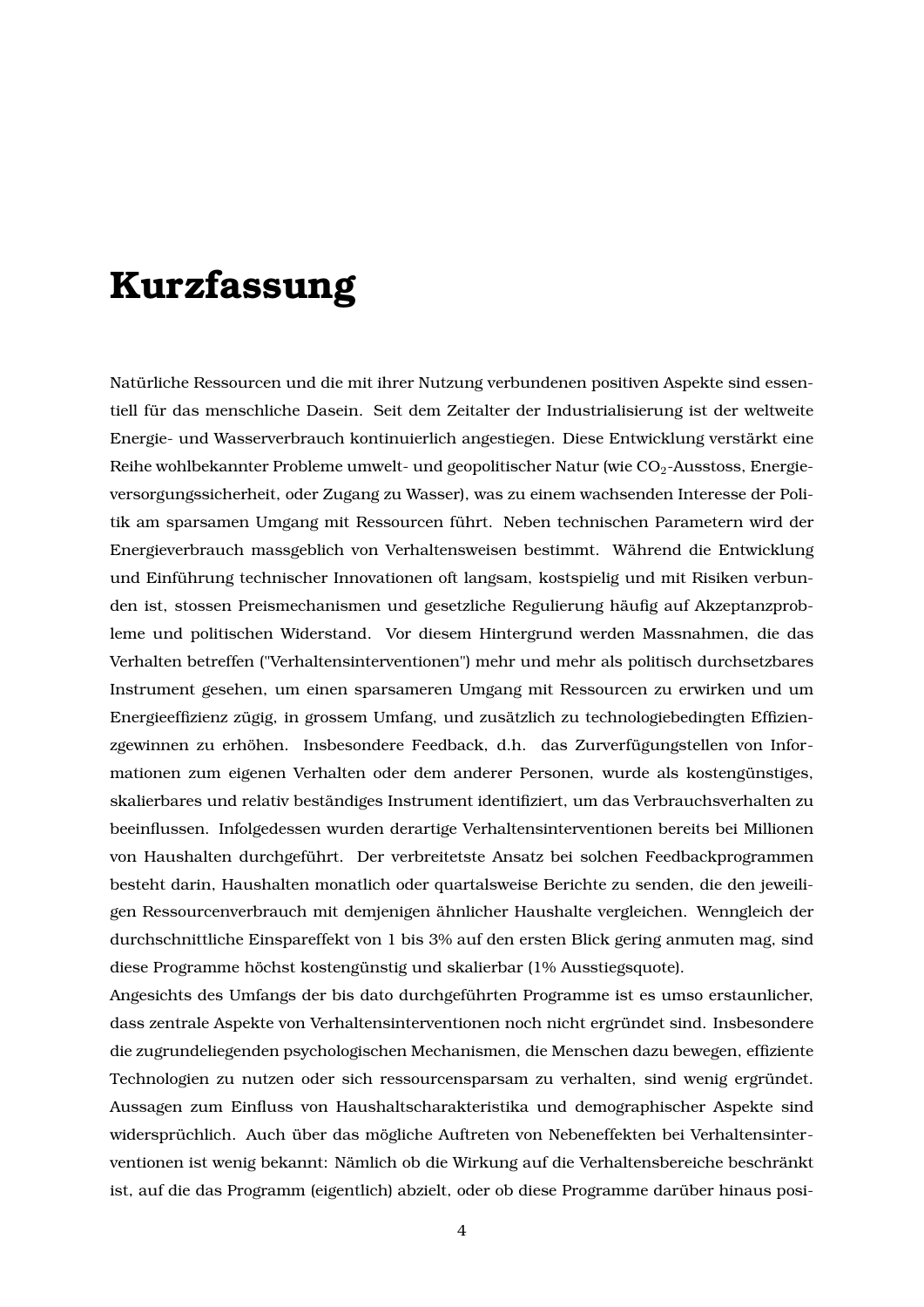# Kurzfassung

Natürliche Ressourcen und die mit ihrer Nutzung verbundenen positiven Aspekte sind essentiell für das menschliche Dasein. Seit dem Zeitalter der Industrialisierung ist der weltweite Energie- und Wasserverbrauch kontinuierlich angestiegen. Diese Entwicklung verstärkt eine Reihe wohlbekannter Probleme umwelt- und geopolitischer Natur (wie $CO_2$-Ausstoss, Energieversorgungssicherheit, oder Zugang zu Wasser), was zu einem wachsenden Interesse der Politik am sparsamen Umgang mit Ressourcen führt. Neben technischen Parametern wird der Energieverbrauch massgeblich von Verhaltensweisen bestimmt. Während die Entwicklung und Einführung technischer Innovationen oft langsam, kostspielig und mit Risiken verbunden ist, stossen Preismechanismen und gesetzliche Regulierung häufig auf Akzeptanzprobleme und politischen Widerstand. Vor diesem Hintergrund werden Massnahmen, die das Verhalten betreffen ("Verhaltensinterventionen") mehr und mehr als politisch durchsetzbares Instrument gesehen, um einen sparsameren Umgang mit Ressourcen zu erwirken und um Energieeffizienz zügig, in grossem Umfang, und zusätzlich zu technologiebedingten Effizienzgewinnen zu erhöhen. Insbesondere Feedback, d.h. das Zurverfügungstellen von Informationen zum eigenen Verhalten oder dem anderer Personen, wurde als kostengünstiges, skalierbares und relativ beständiges Instrument identifiziert, um das Verbrauchsverhalten zu beeinflussen. Infolgedessen wurden derartige Verhaltensinterventionen bereits bei Millionen von Haushalten durchgeführt. Der verbreitetste Ansatz bei solchen Feedbackprogrammen besteht darin, Haushalten monatlich oder quartalsweise Berichte zu senden, die den jeweiligen Ressourcenverbrauch mit demjenigen ähnlicher Haushalte vergleichen. Wenngleich der durchschnittliche Einspareffekt von 1 bis 3% auf den ersten Blick gering anmuten mag, sind diese Programme höchst kostengünstig und skalierbar (1% Ausstiegsquote).

Angesichts des Umfangs der bis dato durchgeführten Programme ist es umso erstaunlicher, dass zentrale Aspekte von Verhaltensinterventionen noch nicht ergründet sind. Insbesondere die zugrundeliegenden psychologischen Mechanismen, die Menschen dazu bewegen, effiziente Technologien zu nutzen oder sich ressourcensparsam zu verhalten, sind wenig ergründet. Aussagen zum Einfluss von Haushaltscharakteristika und demographischer Aspekte sind widersprüchlich. Auch über das mögliche Auftreten von Nebeneffekten bei Verhaltensinterventionen ist wenig bekannt: Nämlich ob die Wirkung auf die Verhaltensbereiche beschränkt ist, auf die das Programm (eigentlich) abzielt, oder ob diese Programme darüber hinaus posi-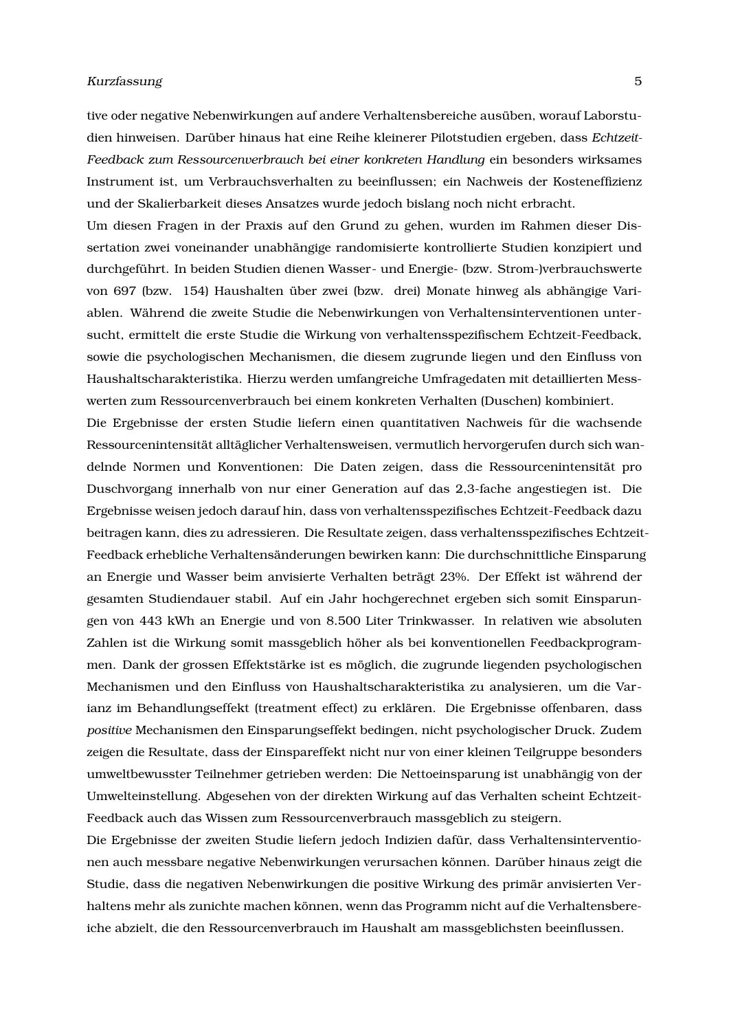tive oder negative Nebenwirkungen auf andere Verhaltensbereiche ausüben, worauf Laborstudien hinweisen. Darüber hinaus hat eine Reihe kleinerer Pilotstudien ergeben, dass *Echtzeit-Feedback zum Ressourcenverbrauch bei einer konkreten Handlung* ein besonders wirksames Instrument ist, um Verbrauchsverhalten zu beeinflussen; ein Nachweis der Kosteneffizienz und der Skalierbarkeit dieses Ansatzes wurde jedoch bislang noch nicht erbracht.

Um diesen Fragen in der Praxis auf den Grund zu gehen, wurden im Rahmen dieser Dissertation zwei voneinander unabhängige randomisierte kontrollierte Studien konzipiert und durchgeführt. In beiden Studien dienen Wasser- und Energie- (bzw. Strom-)verbrauchswerte von 697 (bzw. 154) Haushalten über zwei (bzw. drei) Monate hinweg als abhängige Variablen. Während die zweite Studie die Nebenwirkungen von Verhaltensinterventionen untersucht, ermittelt die erste Studie die Wirkung von verhaltensspezifischem Echtzeit-Feedback, sowie die psychologischen Mechanismen, die diesem zugrunde liegen und den Einfluss von Haushaltscharakteristika. Hierzu werden umfangreiche Umfragedaten mit detaillierten Messwerten zum Ressourcenverbrauch bei einem konkreten Verhalten (Duschen) kombiniert.

Die Ergebnisse der ersten Studie liefern einen quantitativen Nachweis für die wachsende Ressourcenintensität alltäglicher Verhaltensweisen, vermutlich hervorgerufen durch sich wandelnde Normen und Konventionen: Die Daten zeigen, dass die Ressourcenintensität pro Duschvorgang innerhalb von nur einer Generation auf das 2,3-fache angestiegen ist. Die Ergebnisse weisen jedoch darauf hin, dass von verhaltensspezifisches Echtzeit-Feedback dazu beitragen kann, dies zu adressieren. Die Resultate zeigen, dass verhaltensspezifisches Echtzeit-Feedback erhebliche Verhaltensänderungen bewirken kann: Die durchschnittliche Einsparung an Energie und Wasser beim anvisierte Verhalten beträgt 23%. Der Effekt ist während der gesamten Studiendauer stabil. Auf ein Jahr hochgerechnet ergeben sich somit Einsparungen von 443 kWh an Energie und von 8.500 Liter Trinkwasser. In relativen wie absoluten Zahlen ist die Wirkung somit massgeblich höher als bei konventionellen Feedbackprogrammen. Dank der grossen Effektstärke ist es möglich, die zugrunde liegenden psychologischen Mechanismen und den Einfluss von Haushaltscharakteristika zu analysieren, um die Varianz im Behandlungseffekt (treatment effect) zu erklären. Die Ergebnisse offenbaren, dass *positive* Mechanismen den Einsparungseffekt bedingen, nicht psychologischer Druck. Zudem zeigen die Resultate, dass der Einspareffekt nicht nur von einer kleinen Teilgruppe besonders umweltbewusster Teilnehmer getrieben werden: Die Nettoeinsparung ist unabhängig von der Umwelteinstellung. Abgesehen von der direkten Wirkung auf das Verhalten scheint Echtzeit-Feedback auch das Wissen zum Ressourcenverbrauch massgeblich zu steigern.

Die Ergebnisse der zweiten Studie liefern jedoch Indizien dafür, dass Verhaltensinterventionen auch messbare negative Nebenwirkungen verursachen können. Darüber hinaus zeigt die Studie, dass die negativen Nebenwirkungen die positive Wirkung des primär anvisierten Verhaltens mehr als zunichte machen können, wenn das Programm nicht auf die Verhaltensbereiche abzielt, die den Ressourcenverbrauch im Haushalt am massgeblichsten beeinflussen.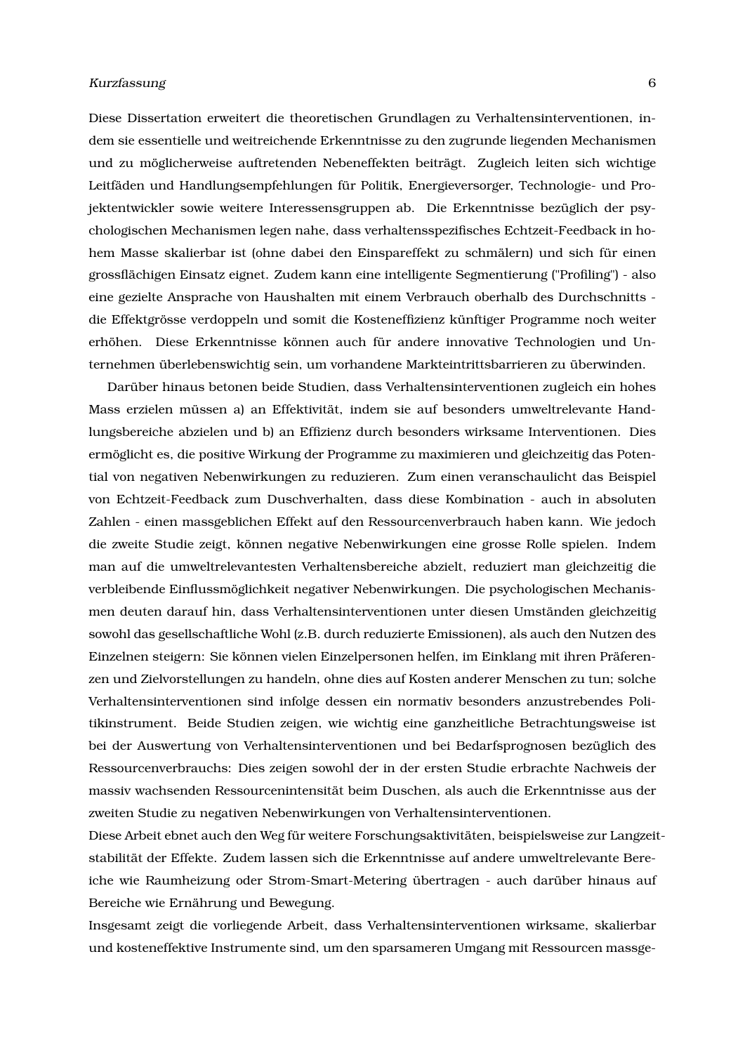Diese Dissertation erweitert die theoretischen Grundlagen zu Verhaltensinterventionen, indem sie essentielle und weitreichende Erkenntnisse zu den zugrunde liegenden Mechanismen und zu möglicherweise auftretenden Nebeneffekten beiträgt. Zugleich leiten sich wichtige Leitfäden und Handlungsempfehlungen für Politik, Energieversorger, Technologie- und Projektentwickler sowie weitere Interessensgruppen ab. Die Erkenntnisse bezüglich der psychologischen Mechanismen legen nahe, dass verhaltensspezifisches Echtzeit-Feedback in hohem Masse skalierbar ist (ohne dabei den Einspareffekt zu schmälern) und sich für einen grossflächigen Einsatz eignet. Zudem kann eine intelligente Segmentierung ("Profiling") - also eine gezielte Ansprache von Haushalten mit einem Verbrauch oberhalb des Durchschnitts - die Effektgrösse verdoppeln und somit die Kosteneffizienz künftiger Programme noch weiter erhöhen. Diese Erkenntnisse können auch für andere innovative Technologien und Unternehmen überlebenswichtig sein, um vorhandene Markteintrittsbarrieren zu überwinden.

Darüber hinaus betonen beide Studien, dass Verhaltensinterventionen zugleich ein hohes Mass erzielen müssen a) an Effektivität, indem sie auf besonders umweltrelevante Handlungsbereiche abzielen und b) an Effizienz durch besonders wirksame Interventionen. Dies ermöglicht es, die positive Wirkung der Programme zu maximieren und gleichzeitig das Potential von negativen Nebenwirkungen zu reduzieren. Zum einen veranschaulicht das Beispiel von Echtzeit-Feedback zum Duschverhalten, dass diese Kombination - auch in absoluten Zahlen - einen massgeblichen Effekt auf den Ressourcenverbrauch haben kann. Wie jedoch die zweite Studie zeigt, können negative Nebenwirkungen eine grosse Rolle spielen. Indem man auf die umweltrelevantesten Verhaltensbereiche abzielt, reduziert man gleichzeitig die verbleibende Einflussmöglichkeit negativer Nebenwirkungen. Die psychologischen Mechanismen deuten darauf hin, dass Verhaltensinterventionen unter diesen Umständen gleichzeitig sowohl das gesellschaftliche Wohl (z.B. durch reduzierte Emissionen), als auch den Nutzen des Einzelnen steigern: Sie können vielen Einzelpersonen helfen, im Einklang mit ihren Präferenzen und Zielvorstellungen zu handeln, ohne dies auf Kosten anderer Menschen zu tun; solche Verhaltensinterventionen sind infolge dessen ein normativ besonders anzustrebendes Politikinstrument. Beide Studien zeigen, wie wichtig eine ganzheitliche Betrachtungsweise ist bei der Auswertung von Verhaltensinterventionen und bei Bedarfsprognosen bezüglich des Ressourcenverbrauchs: Dies zeigen sowohl der in der ersten Studie erbrachte Nachweis der massiv wachsenden Ressourcenintensität beim Duschen, als auch die Erkenntnisse aus der zweiten Studie zu negativen Nebenwirkungen von Verhaltensinterventionen.

Diese Arbeit ebnet auch den Weg für weitere Forschungsaktivitäten, beispielsweise zur Langzeitstabilität der Effekte. Zudem lassen sich die Erkenntnisse auf andere umweltrelevante Bereiche wie Raumheizung oder Strom-Smart-Metering übertragen - auch darüber hinaus auf Bereiche wie Ernährung und Bewegung.

Insgesamt zeigt die vorliegende Arbeit, dass Verhaltensinterventionen wirksame, skalierbar und kosteneffektive Instrumente sind, um den sparsameren Umgang mit Ressourcen massge-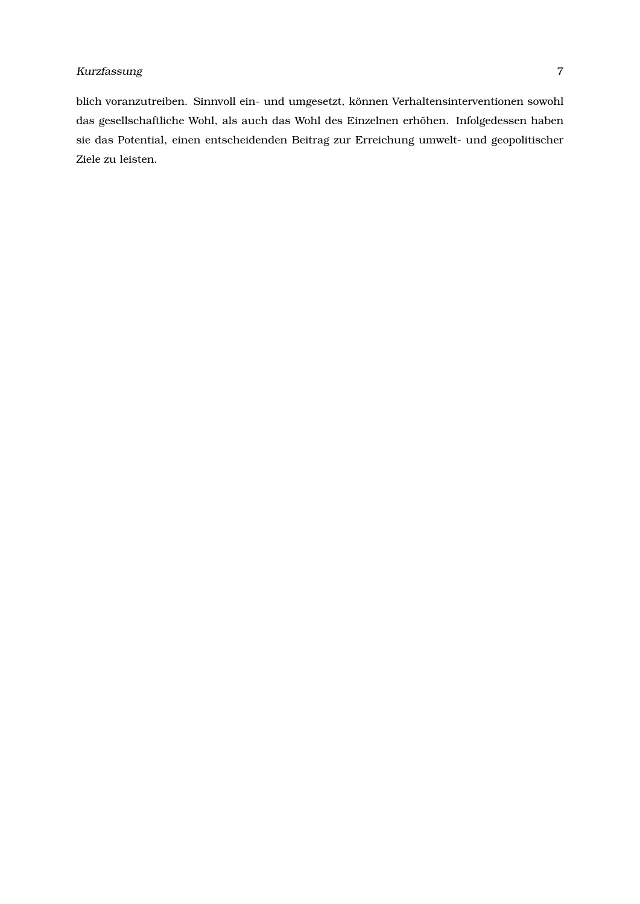blich voranzutreiben. Sinnvoll ein- und umgesetzt, können Verhaltensinterventionen sowohl das gesellschaftliche Wohl, als auch das Wohl des Einzelnen erhöhen. Infolgedessen haben sie das Potential, einen entscheidenden Beitrag zur Erreichung umwelt- und geopolitischer Ziele zu leisten.